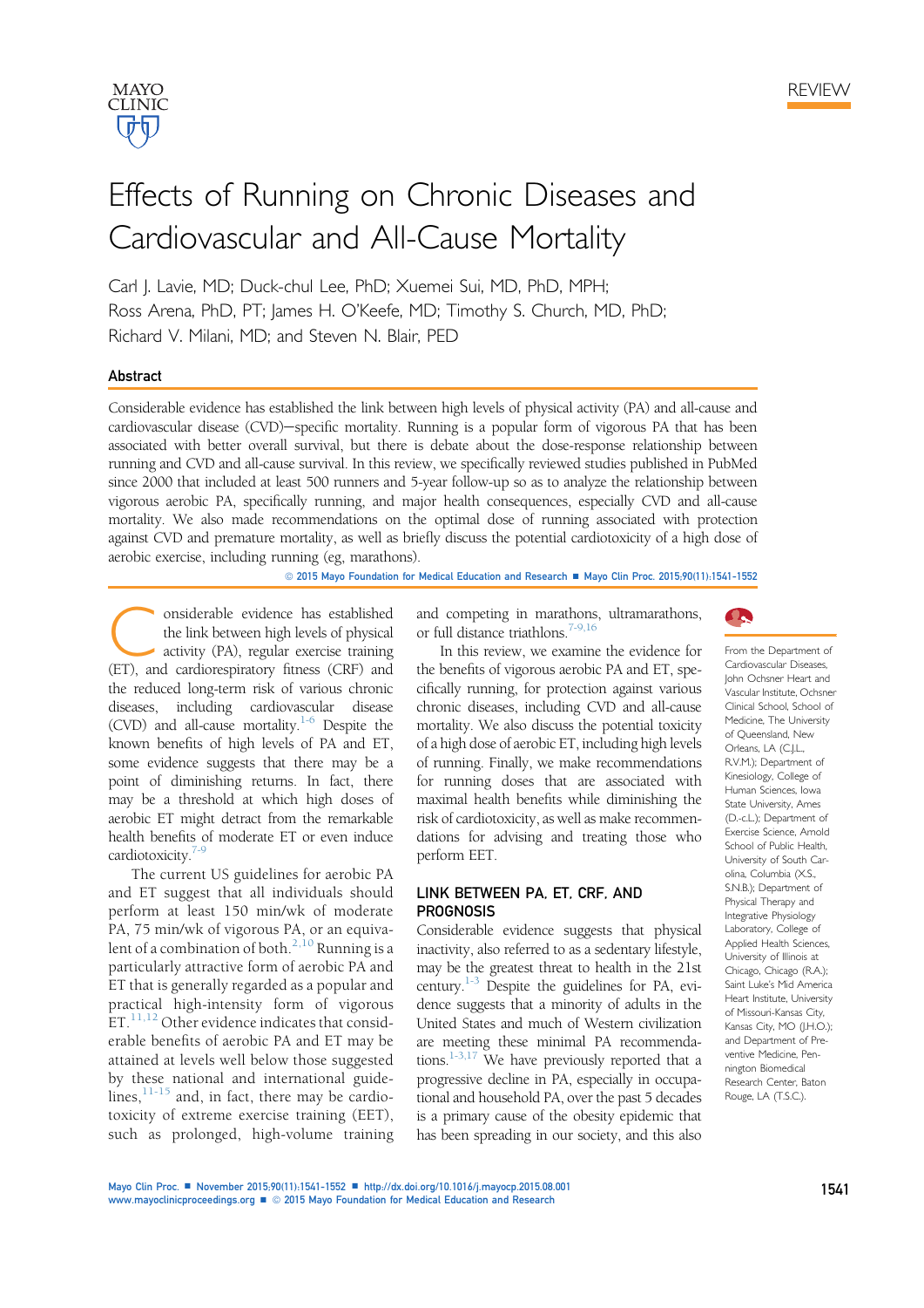REVIEW

# Effects of Running on Chronic Diseases and Cardiovascular and All-Cause Mortality

Carl J. Lavie, MD; Duck-chul Lee, PhD; Xuemei Sui, MD, PhD, MPH; Ross Arena, PhD, PT; James H. O'Keefe, MD; Timothy S. Church, MD, PhD; Richard V. Milani, MD; and Steven N. Blair, PED

## Abstract

Considerable evidence has established the link between high levels of physical activity (PA) and all-cause and cardiovascular disease (CVD)–specific mortality. Running is a popular form of vigorous PA that has been associated with better overall survival, but there is debate about the dose-response relationship between running and CVD and all-cause survival. In this review, we specifically reviewed studies published in PubMed since 2000 that included at least 500 runners and 5-year follow-up so as to analyze the relationship between vigorous aerobic PA, specifically running, and major health consequences, especially CVD and all-cause mortality. We also made recommendations on the optimal dose of running associated with protection against CVD and premature mortality, as well as briefly discuss the potential cardiotoxicity of a high dose of aerobic exercise, including running (eg, marathons).

© 2015 Mayo Foundation for Medical Education and Research ■ Mayo Clin Proc. 2015;90(11):1541-1552

From the Department of Cardiovascular Diseases, John Ochsner Heart and Vascular Institute, Ochsner Clinical School, School of Medicine, The University of Queensland, New Orleans, LA (C.J.L., R.V.M.); Department of Kinesiology, College of Human Sciences, Iowa State University, Ames (D.-c.L.); Department of Exercise Science, Arnold School of Public Health, University of South Carolina, Columbia (X.S., S.N.B.); Department of Physical Therapy and Integrative Physiology Laboratory, College of Applied Health Sciences, University of Illinois at Chicago, Chicago (R.A.); Saint Luke's Mid America Heart Institute, University of Missouri-Kansas City, Kansas City, MO (J.H.O.); and Department of Preventive Medicine, Pennington Biomedical Research Center, Baton Rouge, LA (T.S.C.).

Considerable evidence has established the link between high levels of physical activity (PA), regular exercise training (ET), and cardiorespiratory fitness (CRF) and the reduced long-term risk of various chronic diseases, including cardiovascular disease (CVD) and all-cause mortality.[1-6] Despite the known benefits of high levels of PA and ET, some evidence suggests that there may be a point of diminishing returns. In fact, there may be a threshold at which high doses of aerobic ET might detract from the remarkable health benefits of moderate ET or even induce cardiotoxicity.[7-9]

The current US guidelines for aerobic PA and ET suggest that all individuals should perform at least 150 min/wk of moderate PA, 75 min/wk of vigorous PA, or an equivalent of a combination of both.[2,10] Running is a particularly attractive form of aerobic PA and ET that is generally regarded as a popular and practical high-intensity form of vigorous ET.[11,12] Other evidence indicates that considerable benefits of aerobic PA and ET may be attained at levels well below those suggested by these national and international guidelines,[11-15] and, in fact, there may be cardiotoxicity of extreme exercise training (EET), such as prolonged, high-volume training and competing in marathons, ultramarathons, or full distance triathlons.[7-9,16]

In this review, we examine the evidence for the benefits of vigorous aerobic PA and ET, specifically running, for protection against various chronic diseases, including CVD and all-cause mortality. We also discuss the potential toxicity of a high dose of aerobic ET, including high levels of running. Finally, we make recommendations for running doses that are associated with maximal health benefits while diminishing the risk of cardiotoxicity, as well as make recommendations for advising and treating those who perform EET.

## LINK BETWEEN PA, ET, CRF, AND PROGNOSIS

Considerable evidence suggests that physical inactivity, also referred to as a sedentary lifestyle, may be the greatest threat to health in the 21st century.[1-3] Despite the guidelines for PA, evidence suggests that a minority of adults in the United States and much of Western civilization are meeting these minimal PA recommendations.[1-3,17] We have previously reported that a progressive decline in PA, especially in occupational and household PA, over the past 5 decades is a primary cause of the obesity epidemic that has been spreading in our society, and this also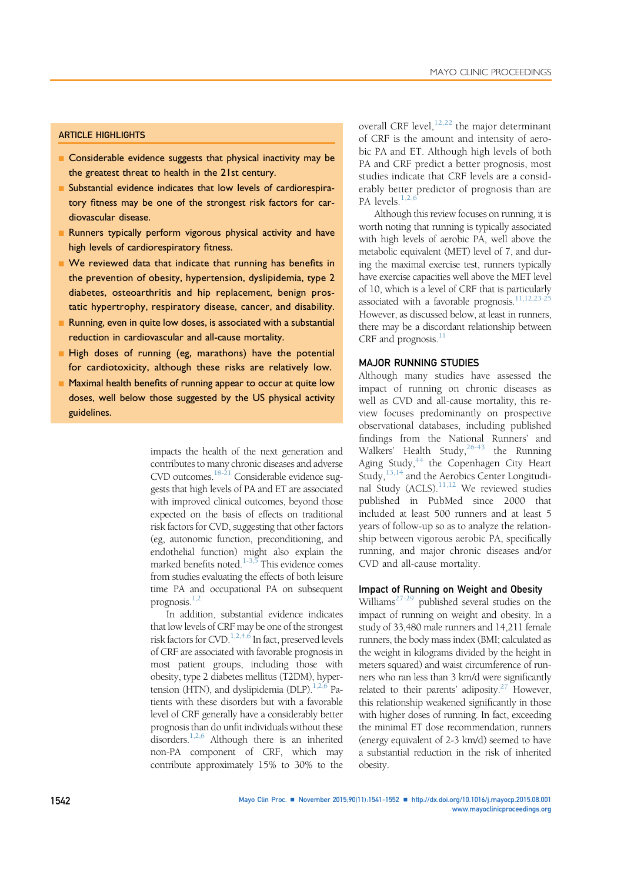## ARTICLE HIGHLIGHTS

- Considerable evidence suggests that physical inactivity may be the greatest threat to health in the 21st century.
- Substantial evidence indicates that low levels of cardiorespiratory fitness may be one of the strongest risk factors for cardiovascular disease.
- Runners typically perform vigorous physical activity and have high levels of cardiorespiratory fitness.
- We reviewed data that indicate that running has benefits in the prevention of obesity, hypertension, dyslipidemia, type 2 diabetes, osteoarthritis and hip replacement, benign prostatic hypertrophy, respiratory disease, cancer, and disability.
- Running, even in quite low doses, is associated with a substantial reduction in cardiovascular and all-cause mortality.
- High doses of running (eg, marathons) have the potential for cardiotoxicity, although these risks are relatively low.
- Maximal health benefits of running appear to occur at quite low doses, well below those suggested by the US physical activity guidelines.

impacts the health of the next generation and contributes to many chronic diseases and adverse CVD outcomes.[18-21] Considerable evidence suggests that high levels of PA and ET are associated with improved clinical outcomes, beyond those expected on the basis of effects on traditional risk factors for CVD, suggesting that other factors (eg, autonomic function, preconditioning, and endothelial function) might also explain the marked benefits noted.[1-3,5] This evidence comes from studies evaluating the effects of both leisure time PA and occupational PA on subsequent prognosis.[1,2]

In addition, substantial evidence indicates that low levels of CRF may be one of the strongest risk factors for CVD.[1,2,4,6] In fact, preserved levels of CRF are associated with favorable prognosis in most patient groups, including those with obesity, type 2 diabetes mellitus (T2DM), hypertension (HTN), and dyslipidemia (DLP).[1,2,6] Patients with these disorders but with a favorable level of CRF generally have a considerably better prognosis than do unfit individuals without these disorders.[1,2,6] Although there is an inherited non-PA component of CRF, which may contribute approximately 15% to 30% to the overall CRF level,[12,22] the major determinant of CRF is the amount and intensity of aerobic PA and ET. Although high levels of both PA and CRF predict a better prognosis, most studies indicate that CRF levels are a considerably better predictor of prognosis than are PA levels.[1,2,6]

Although this review focuses on running, it is worth noting that running is typically associated with high levels of aerobic PA, well above the metabolic equivalent (MET) level of 7, and during the maximal exercise test, runners typically have exercise capacities well above the MET level of 10, which is a level of CRF that is particularly associated with a favorable prognosis.[11,12,23-25] However, as discussed below, at least in runners, there may be a discordant relationship between CRF and prognosis.[11]

## MAJOR RUNNING STUDIES

Although many studies have assessed the impact of running on chronic diseases as well as CVD and all-cause mortality, this review focuses predominantly on prospective observational databases, including published findings from the National Runners' and Walkers' Health Study,[26-43] the Running Aging Study,[44] the Copenhagen City Heart Study,[13,14] and the Aerobics Center Longitudinal Study (ACLS).[11,12] We reviewed studies published in PubMed since 2000 that included at least 500 runners and at least 5 years of follow-up so as to analyze the relationship between vigorous aerobic PA, specifically running, and major chronic diseases and/or CVD and all-cause mortality.

### Impact of Running on Weight and Obesity

Williams[27-29] published several studies on the impact of running on weight and obesity. In a study of 33,480 male runners and 14,211 female runners, the body mass index (BMI; calculated as the weight in kilograms divided by the height in meters squared) and waist circumference of runners who ran less than 3 km/d were significantly related to their parents' adiposity.[27] However, this relationship weakened significantly in those with higher doses of running. In fact, exceeding the minimal ET dose recommendation, runners (energy equivalent of 2-3 km/d) seemed to have a substantial reduction in the risk of inherited obesity.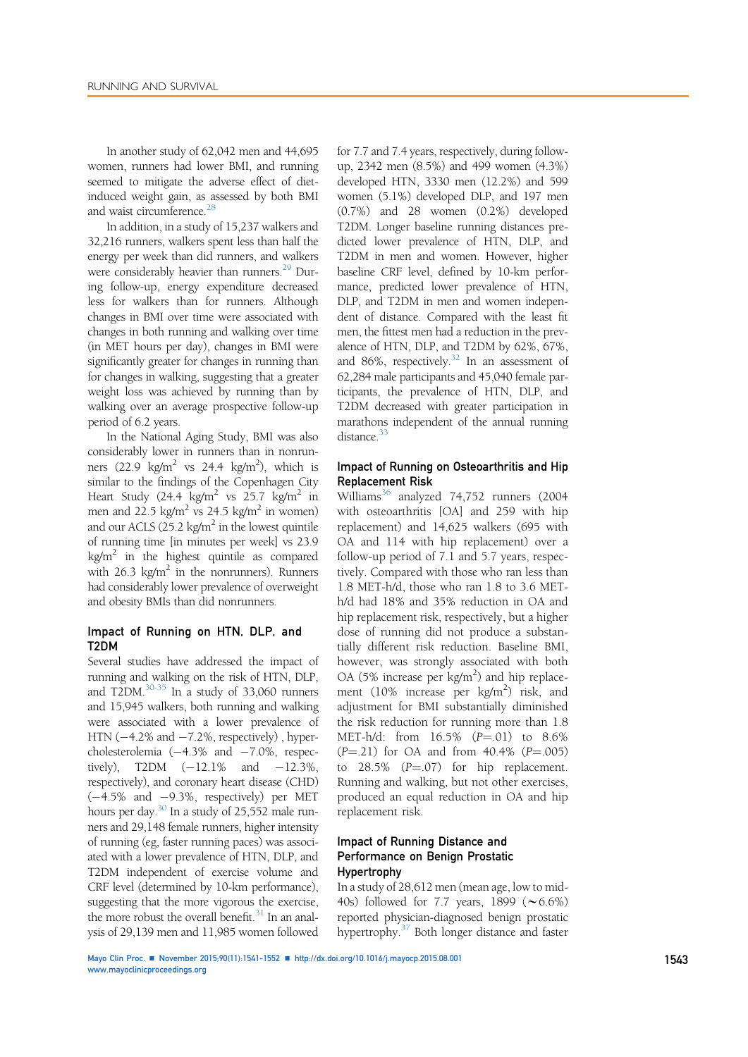In another study of 62,042 men and 44,695 women, runners had lower BMI, and running seemed to mitigate the adverse effect of diet-induced weight gain, as assessed by both BMI and waist circumference.[28]

In addition, in a study of 15,237 walkers and 32,216 runners, walkers spent less than half the energy per week than did runners, and walkers were considerably heavier than runners.[29] During follow-up, energy expenditure decreased less for walkers than for runners. Although changes in BMI over time were associated with changes in both running and walking over time (in MET hours per day), changes in BMI were significantly greater for changes in running than for changes in walking, suggesting that a greater weight loss was achieved by running than by walking over an average prospective follow-up period of 6.2 years.

In the National Aging Study, BMI was also considerably lower in runners than in nonrunners (22.9 $kg/m^2$ vs 24.4 $kg/m^2$), which is similar to the findings of the Copenhagen City Heart Study (24.4 $kg/m^2$ vs 25.7 $kg/m^2$ in men and 22.5 $kg/m^2$ vs 24.5 $kg/m^2$ in women) and our ACLS (25.2 $kg/m^2$ in the lowest quintile of running time [in minutes per week] vs 23.9 $kg/m^2$ in the highest quintile as compared with 26.3 $kg/m^2$ in the nonrunners). Runners had considerably lower prevalence of overweight and obesity BMIs than did nonrunners.

### Impact of Running on HTN, DLP, and T2DM

Several studies have addressed the impact of running and walking on the risk of HTN, DLP, and T2DM.[30-35] In a study of 33,060 runners and 15,945 walkers, both running and walking were associated with a lower prevalence of HTN (−4.2% and −7.2%, respectively) , hypercholesterolemia (−4.3% and −7.0%, respectively), T2DM (−12.1% and −12.3%, respectively), and coronary heart disease (CHD) (−4.5% and −9.3%, respectively) per MET hours per day.[30] In a study of 25,552 male runners and 29,148 female runners, higher intensity of running (eg, faster running paces) was associated with a lower prevalence of HTN, DLP, and T2DM independent of exercise volume and CRF level (determined by 10-km performance), suggesting that the more vigorous the exercise, the more robust the overall benefit.[31] In an analysis of 29,139 men and 11,985 women followed for 7.7 and 7.4 years, respectively, during follow-up, 2342 men (8.5%) and 499 women (4.3%) developed HTN, 3330 men (12.2%) and 599 women (5.1%) developed DLP, and 197 men (0.7%) and 28 women (0.2%) developed T2DM. Longer baseline running distances predicted lower prevalence of HTN, DLP, and T2DM in men and women. However, higher baseline CRF level, defined by 10-km performance, predicted lower prevalence of HTN, DLP, and T2DM in men and women independent of distance. Compared with the least fit men, the fittest men had a reduction in the prevalence of HTN, DLP, and T2DM by 62%, 67%, and 86%, respectively.[32] In an assessment of 62,284 male participants and 45,040 female participants, the prevalence of HTN, DLP, and T2DM decreased with greater participation in marathons independent of the annual running distance.[33]

### Impact of Running on Osteoarthritis and Hip Replacement Risk

Williams[36] analyzed 74,752 runners (2004 with osteoarthritis [OA] and 259 with hip replacement) and 14,625 walkers (695 with OA and 114 with hip replacement) over a follow-up period of 7.1 and 5.7 years, respectively. Compared with those who ran less than 1.8 MET-h/d, those who ran 1.8 to 3.6 MET-h/d had 18% and 35% reduction in OA and hip replacement risk, respectively, but a higher dose of running did not produce a substantially different risk reduction. Baseline BMI, however, was strongly associated with both OA (5% increase per $kg/m^2$) and hip replacement (10% increase per $kg/m^2$) risk, and adjustment for BMI substantially diminished the risk reduction for running more than 1.8 MET-h/d: from 16.5% ($P=.01$) to 8.6% ($P=.21$) for OA and from 40.4% ($P=.005$) to 28.5% ($P=.07$) for hip replacement. Running and walking, but not other exercises, produced an equal reduction in OA and hip replacement risk.

### Impact of Running Distance and Performance on Benign Prostatic Hypertrophy

In a study of 28,612 men (mean age, low to mid-40s) followed for 7.7 years, 1899 (∼6.6%) reported physician-diagnosed benign prostatic hypertrophy.[37] Both longer distance and faster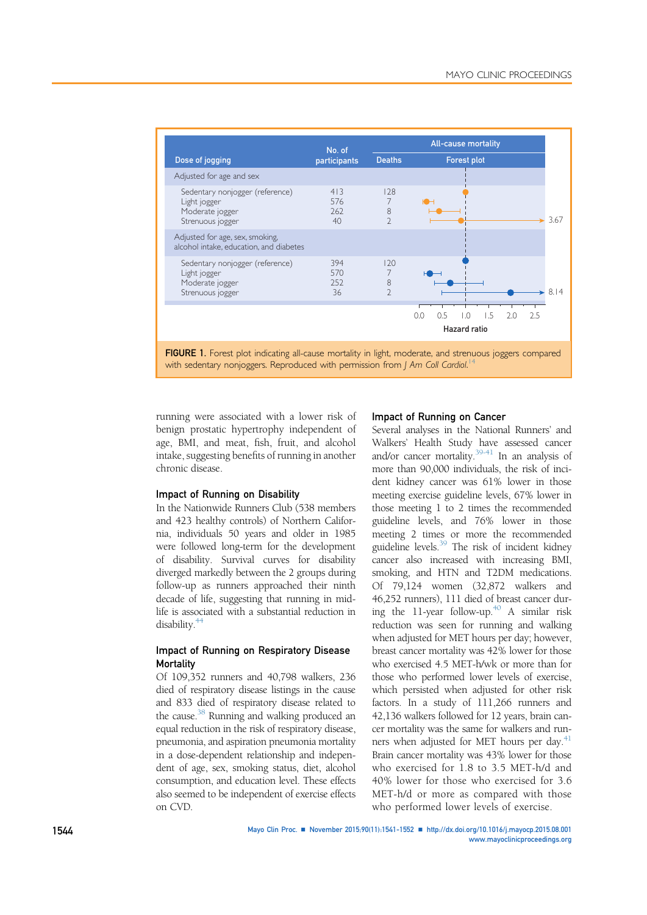| Dose of jogging | No. of participants | All-cause mortality: Deaths | All-cause mortality: Forest plot |
| --- | --- | --- | --- |
| Adjusted for age and sex | | | |
| Sedentary nonjogger (reference) | 413 | 128 | |
| Light jogger | 576 | 7 | |
| Moderate jogger | 262 | 8 | |
| Strenuous jogger | 40 | 2 | 3.67 |
| Adjusted for age, sex, smoking, alcohol intake, education, and diabetes | | | |
| Sedentary nonjogger (reference) | 394 | 120 | |
| Light jogger | 570 | 7 | |
| Moderate jogger | 252 | 8 | |
| Strenuous jogger | 36 | 2 | 8.14 |

Hazard ratio: 0.0, 0.5, 1.0, 1.5, 2.0, 2.5

**FIGURE 1.** Forest plot indicating all-cause mortality in light, moderate, and strenuous joggers compared with sedentary nonjoggers. Reproduced with permission from *J Am Coll Cardiol*.[14]

running were associated with a lower risk of benign prostatic hypertrophy independent of age, BMI, and meat, fish, fruit, and alcohol intake, suggesting benefits of running in another chronic disease.

### Impact of Running on Disability

In the Nationwide Runners Club (538 members and 423 healthy controls) of Northern California, individuals 50 years and older in 1985 were followed long-term for the development of disability. Survival curves for disability diverged markedly between the 2 groups during follow-up as runners approached their ninth decade of life, suggesting that running in midlife is associated with a substantial reduction in disability.[44]

### Impact of Running on Respiratory Disease Mortality

Of 109,352 runners and 40,798 walkers, 236 died of respiratory disease listings in the cause and 833 died of respiratory disease related to the cause.[38] Running and walking produced an equal reduction in the risk of respiratory disease, pneumonia, and aspiration pneumonia mortality in a dose-dependent relationship and independent of age, sex, smoking status, diet, alcohol consumption, and education level. These effects also seemed to be independent of exercise effects on CVD.

### Impact of Running on Cancer

Several analyses in the National Runners' and Walkers' Health Study have assessed cancer and/or cancer mortality.[39-41] In an analysis of more than 90,000 individuals, the risk of incident kidney cancer was 61% lower in those meeting exercise guideline levels, 67% lower in those meeting 1 to 2 times the recommended guideline levels, and 76% lower in those meeting 2 times or more the recommended guideline levels.[39] The risk of incident kidney cancer also increased with increasing BMI, smoking, and HTN and T2DM medications. Of 79,124 women (32,872 walkers and 46,252 runners), 111 died of breast cancer during the 11-year follow-up.[40] A similar risk reduction was seen for running and walking when adjusted for MET hours per day; however, breast cancer mortality was 42% lower for those who exercised 4.5 MET-h/wk or more than for those who performed lower levels of exercise, which persisted when adjusted for other risk factors. In a study of 111,266 runners and 42,136 walkers followed for 12 years, brain cancer mortality was the same for walkers and runners when adjusted for MET hours per day.[41] Brain cancer mortality was 43% lower for those who exercised for 1.8 to 3.5 MET-h/d and 40% lower for those who exercised for 3.6 MET-h/d or more as compared with those who performed lower levels of exercise.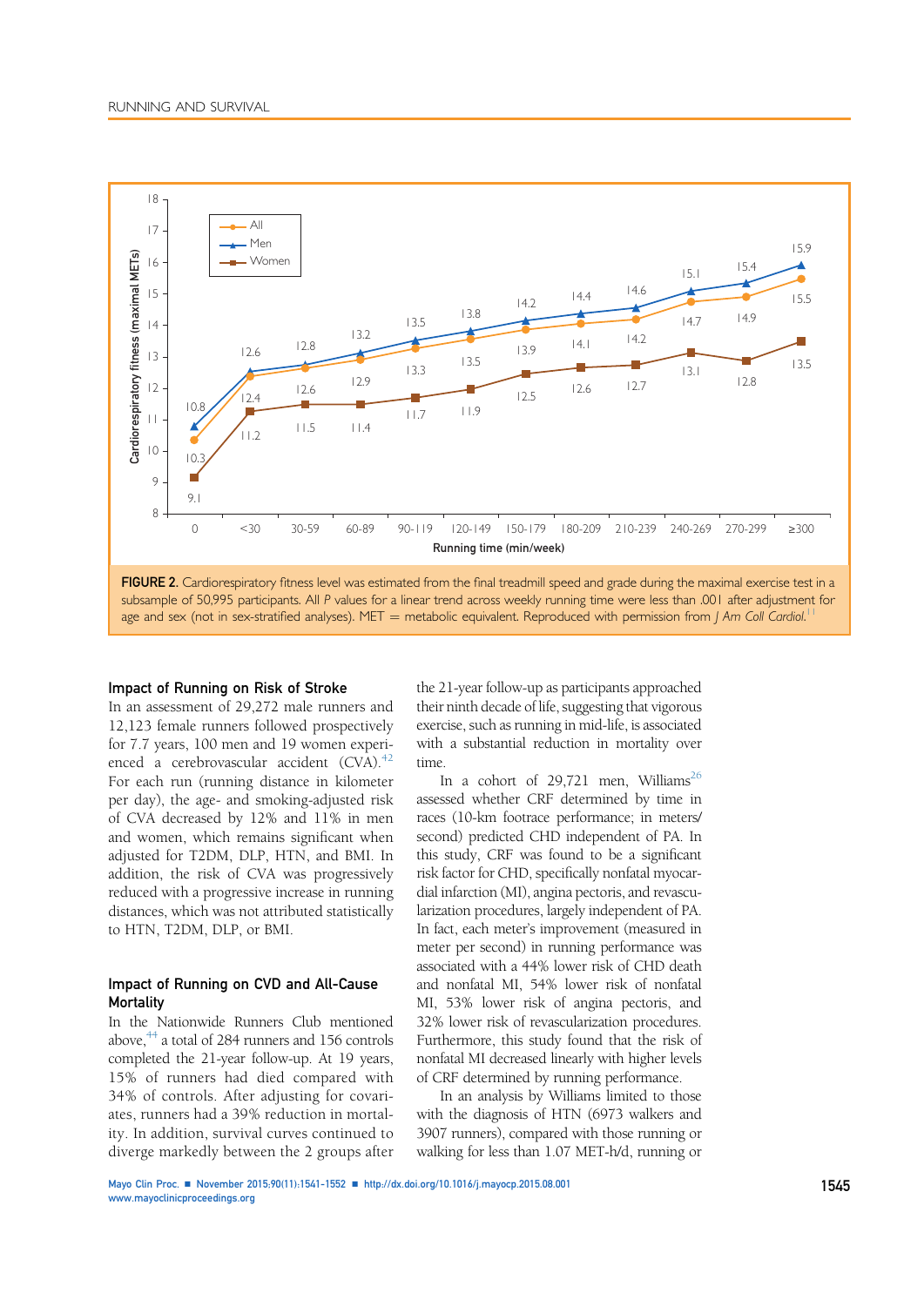| Running time (min/week) | All | Men | Women |
|---|---|---|---|
| 0 | 10.3 | 10.8 | 9.1 |
| <30 | 12.4 | 12.6 | 11.2 |
| 30-59 | 12.6 | 12.8 | 11.5 |
| 60-89 | 12.9 | 13.2 | 11.4 |
| 90-119 | 13.3 | 13.5 | 11.7 |
| 120-149 | 13.5 | 13.8 | 11.9 |
| 150-179 | 13.9 | 14.2 | 12.5 |
| 180-209 | 14.1 | 14.4 | 12.6 |
| 210-239 | 14.2 | 14.6 | 12.7 |
| 240-269 | 14.7 | 15.1 | 13.1 |
| 270-299 | 14.9 | 15.4 | 12.8 |
| ≥300 | 15.5 | 15.9 | 13.5 |

Cardiorespiratory fitness (maximal METs)

**FIGURE 2.** Cardiorespiratory fitness level was estimated from the final treadmill speed and grade during the maximal exercise test in a subsample of 50,995 participants. All *P* values for a linear trend across weekly running time were less than .001 after adjustment for age and sex (not in sex-stratified analyses). MET = metabolic equivalent. Reproduced with permission from *J Am Coll Cardiol*.[11]

## Impact of Running on Risk of Stroke

In an assessment of 29,272 male runners and 12,123 female runners followed prospectively for 7.7 years, 100 men and 19 women experienced a cerebrovascular accident (CVA).[42] For each run (running distance in kilometer per day), the age- and smoking-adjusted risk of CVA decreased by 12% and 11% in men and women, which remains significant when adjusted for T2DM, DLP, HTN, and BMI. In addition, the risk of CVA was progressively reduced with a progressive increase in running distances, which was not attributed statistically to HTN, T2DM, DLP, or BMI.

## Impact of Running on CVD and All-Cause Mortality

In the Nationwide Runners Club mentioned above,[44] a total of 284 runners and 156 controls completed the 21-year follow-up. At 19 years, 15% of runners had died compared with 34% of controls. After adjusting for covariates, runners had a 39% reduction in mortality. In addition, survival curves continued to diverge markedly between the 2 groups after the 21-year follow-up as participants approached their ninth decade of life, suggesting that vigorous exercise, such as running in mid-life, is associated with a substantial reduction in mortality over time.

In a cohort of 29,721 men, Williams[26] assessed whether CRF determined by time in races (10-km footrace performance; in meters/second) predicted CHD independent of PA. In this study, CRF was found to be a significant risk factor for CHD, specifically nonfatal myocardial infarction (MI), angina pectoris, and revascularization procedures, largely independent of PA. In fact, each meter's improvement (measured in meter per second) in running performance was associated with a 44% lower risk of CHD death and nonfatal MI, 54% lower risk of nonfatal MI, 53% lower risk of angina pectoris, and 32% lower risk of revascularization procedures. Furthermore, this study found that the risk of nonfatal MI decreased linearly with higher levels of CRF determined by running performance.

In an analysis by Williams limited to those with the diagnosis of HTN (6973 walkers and 3907 runners), compared with those running or walking for less than 1.07 MET-h/d, running or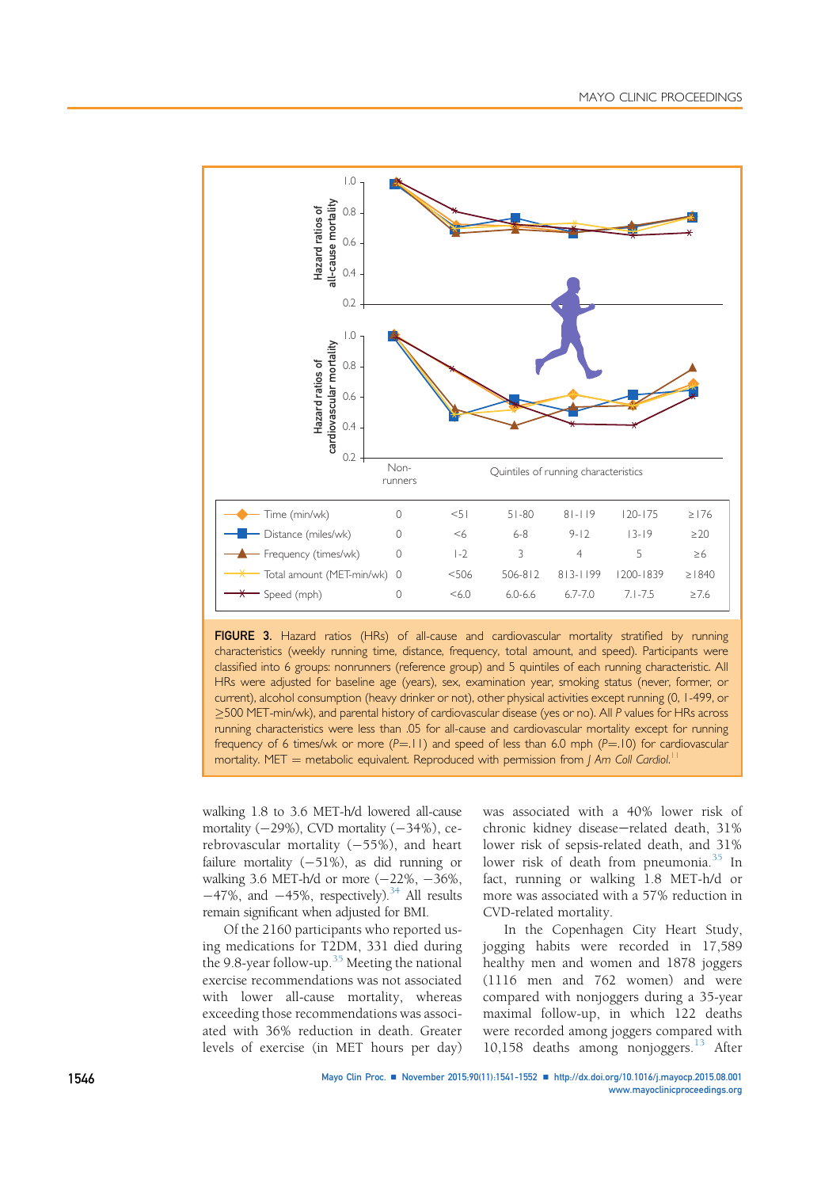| | Nonrunners | Quintiles of running characteristics | | | | |
|---|---|---|---|---|---|---|
| Time (min/wk) | 0 | <51 | 51-80 | 81-119 | 120-175 | ≥176 |
| Distance (miles/wk) | 0 | <6 | 6-8 | 9-12 | 13-19 | ≥20 |
| Frequency (times/wk) | 0 | 1-2 | 3 | 4 | 5 | ≥6 |
| Total amount (MET-min/wk) | 0 | <506 | 506-812 | 813-1199 | 1200-1839 | ≥1840 |
| Speed (mph) | 0 | <6.0 | 6.0-6.6 | 6.7-7.0 | 7.1-7.5 | ≥7.6 |

**FIGURE 3.** Hazard ratios (HRs) of all-cause and cardiovascular mortality stratified by running characteristics (weekly running time, distance, frequency, total amount, and speed). Participants were classified into 6 groups: nonrunners (reference group) and 5 quintiles of each running characteristic. All HRs were adjusted for baseline age (years), sex, examination year, smoking status (never, former, or current), alcohol consumption (heavy drinker or not), other physical activities except running (0, 1-499, or ≥500 MET-min/wk), and parental history of cardiovascular disease (yes or no). All *P* values for HRs across running characteristics were less than .05 for all-cause and cardiovascular mortality except for running frequency of 6 times/wk or more (*P*=.11) and speed of less than 6.0 mph (*P*=.10) for cardiovascular mortality. MET = metabolic equivalent. Reproduced with permission from *J Am Coll Cardiol*.[11]

walking 1.8 to 3.6 MET-h/d lowered all-cause mortality (−29%), CVD mortality (−34%), cerebrovascular mortality (−55%), and heart failure mortality (−51%), as did running or walking 3.6 MET-h/d or more (−22%, −36%, −47%, and −45%, respectively).[34] All results remain significant when adjusted for BMI.

Of the 2160 participants who reported using medications for T2DM, 331 died during the 9.8-year follow-up.[35] Meeting the national exercise recommendations was not associated with lower all-cause mortality, whereas exceeding those recommendations was associated with 36% reduction in death. Greater levels of exercise (in MET hours per day) was associated with a 40% lower risk of chronic kidney disease−related death, 31% lower risk of sepsis-related death, and 31% lower risk of death from pneumonia.[35] In fact, running or walking 1.8 MET-h/d or more was associated with a 57% reduction in CVD-related mortality.

In the Copenhagen City Heart Study, jogging habits were recorded in 17,589 healthy men and women and 1878 joggers (1116 men and 762 women) and were compared with nonjoggers during a 35-year maximal follow-up, in which 122 deaths were recorded among joggers compared with 10,158 deaths among nonjoggers.[13] After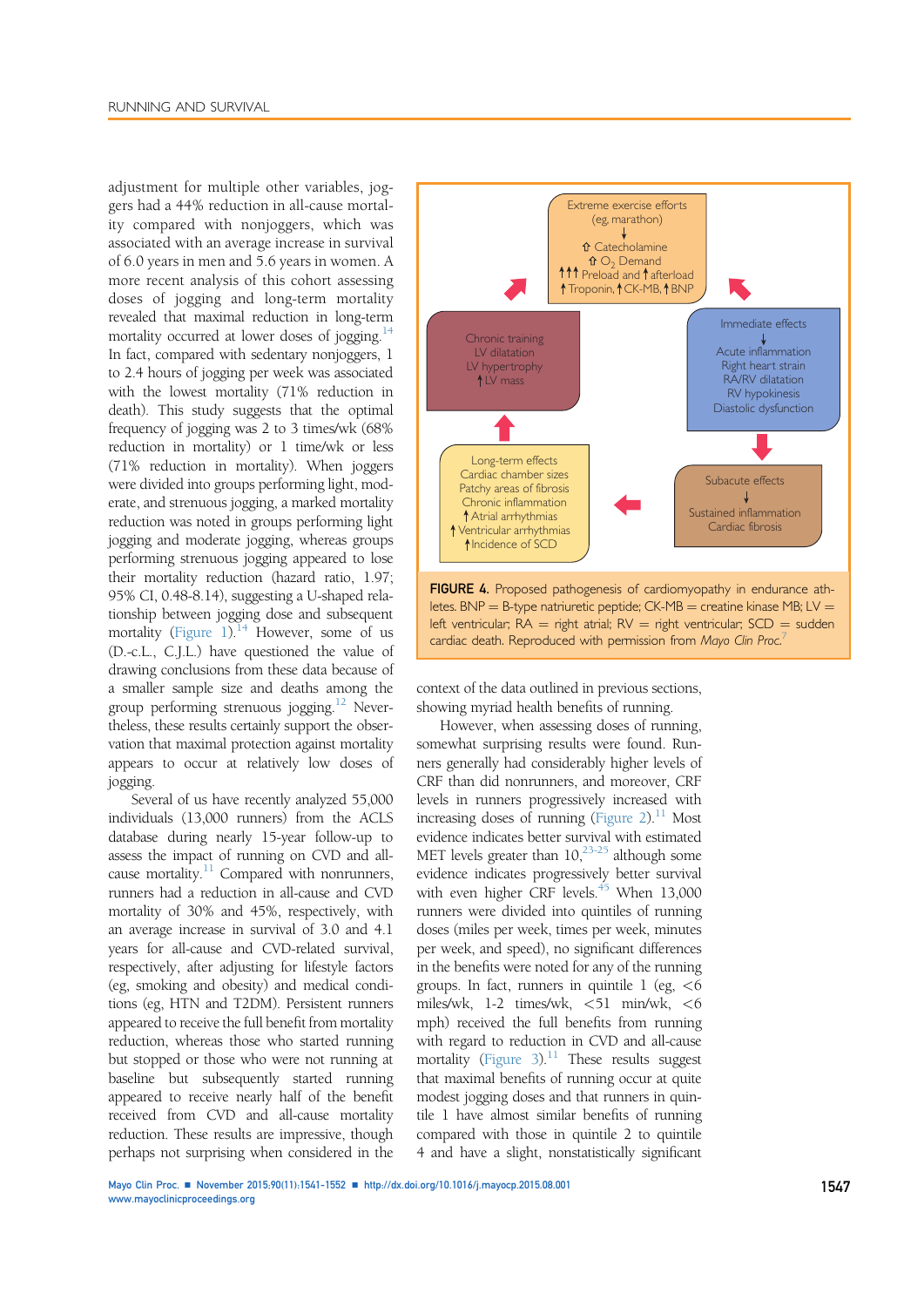adjustment for multiple other variables, joggers had a 44% reduction in all-cause mortality compared with nonjoggers, which was associated with an average increase in survival of 6.0 years in men and 5.6 years in women. A more recent analysis of this cohort assessing doses of jogging and long-term mortality revealed that maximal reduction in long-term mortality occurred at lower doses of jogging.[14] In fact, compared with sedentary nonjoggers, 1 to 2.4 hours of jogging per week was associated with the lowest mortality (71% reduction in death). This study suggests that the optimal frequency of jogging was 2 to 3 times/wk (68% reduction in mortality) or 1 time/wk or less (71% reduction in mortality). When joggers were divided into groups performing light, moderate, and strenuous jogging, a marked mortality reduction was noted in groups performing light jogging and moderate jogging, whereas groups performing strenuous jogging appeared to lose their mortality reduction (hazard ratio, 1.97; 95% CI, 0.48-8.14), suggesting a U-shaped relationship between jogging dose and subsequent mortality (Figure 1).[14] However, some of us (D.-c.L., C.J.L.) have questioned the value of drawing conclusions from these data because of a smaller sample size and deaths among the group performing strenuous jogging.[12] Nevertheless, these results certainly support the observation that maximal protection against mortality appears to occur at relatively low doses of jogging.

Several of us have recently analyzed 55,000 individuals (13,000 runners) from the ACLS database during nearly 15-year follow-up to assess the impact of running on CVD and all-cause mortality.[11] Compared with nonrunners, runners had a reduction in all-cause and CVD mortality of 30% and 45%, respectively, with an average increase in survival of 3.0 and 4.1 years for all-cause and CVD-related survival, respectively, after adjusting for lifestyle factors (eg, smoking and obesity) and medical conditions (eg, HTN and T2DM). Persistent runners appeared to receive the full benefit from mortality reduction, whereas those who started running but stopped or those who were not running at baseline but subsequently started running appeared to receive nearly half of the benefit received from CVD and all-cause mortality reduction. These results are impressive, though perhaps not surprising when considered in the context of the data outlined in previous sections, showing myriad health benefits of running.

However, when assessing doses of running, somewhat surprising results were found. Runners generally had considerably higher levels of CRF than did nonrunners, and moreover, CRF levels in runners progressively increased with increasing doses of running (Figure 2).[11] Most evidence indicates better survival with estimated MET levels greater than 10,[23-25] although some evidence indicates progressively better survival with even higher CRF levels.[45] When 13,000 runners were divided into quintiles of running doses (miles per week, times per week, minutes per week, and speed), no significant differences in the benefits were noted for any of the running groups. In fact, runners in quintile 1 (eg, <6 miles/wk, 1-2 times/wk, <51 min/wk, <6 mph) received the full benefits from running with regard to reduction in CVD and all-cause mortality (Figure 3).[11] These results suggest that maximal benefits of running occur at quite modest jogging doses and that runners in quintile 1 have almost similar benefits of running compared with those in quintile 2 to quintile 4 and have a slight, nonstatistically significant

**FIGURE 4.** Proposed pathogenesis of cardiomyopathy in endurance athletes. BNP = B-type natriuretic peptide; CK-MB = creatine kinase MB; LV = left ventricular; RA = right atrial; RV = right ventricular; SCD = sudden cardiac death. Reproduced with permission from *Mayo Clin Proc.*[7]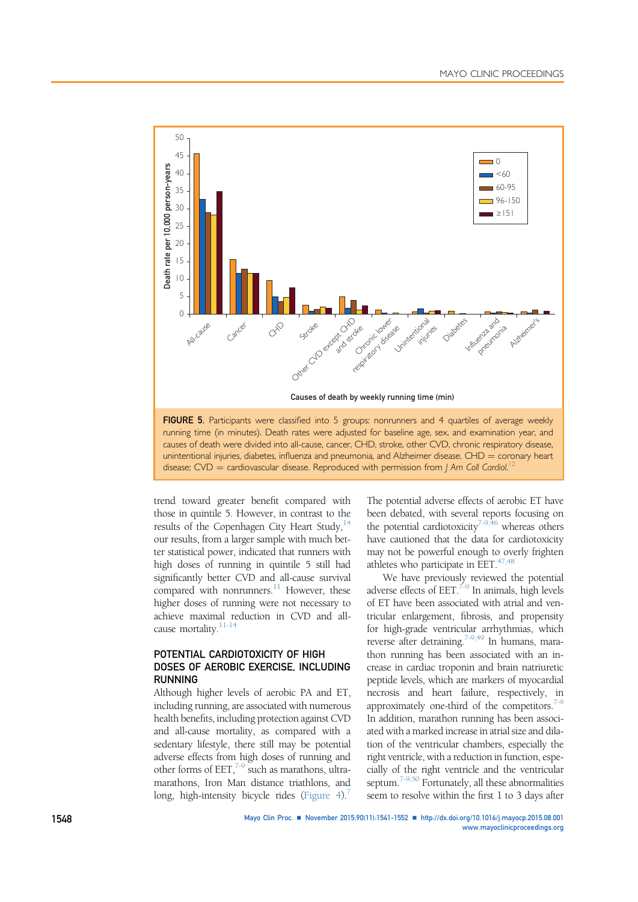FIGURE 5. Participants were classified into 5 groups: nonrunners and 4 quartiles of average weekly running time (in minutes). Death rates were adjusted for baseline age, sex, and examination year, and causes of death were divided into all-cause, cancer, CHD, stroke, other CVD, chronic respiratory disease, unintentional injuries, diabetes, influenza and pneumonia, and Alzheimer disease. CHD = coronary heart disease; CVD = cardiovascular disease. Reproduced with permission from *J Am Coll Cardiol*.[12]

trend toward greater benefit compared with those in quintile 5. However, in contrast to the results of the Copenhagen City Heart Study,[14] our results, from a larger sample with much better statistical power, indicated that runners with high doses of running in quintile 5 still had significantly better CVD and all-cause survival compared with nonrunners.[11] However, these higher doses of running were not necessary to achieve maximal reduction in CVD and all-cause mortality.[11-14]

## POTENTIAL CARDIOTOXICITY OF HIGH DOSES OF AEROBIC EXERCISE, INCLUDING RUNNING

Although higher levels of aerobic PA and ET, including running, are associated with numerous health benefits, including protection against CVD and all-cause mortality, as compared with a sedentary lifestyle, there still may be potential adverse effects from high doses of running and other forms of EET,[7-9] such as marathons, ultramarathons, Iron Man distance triathlons, and long, high-intensity bicycle rides (Figure 4).[7] The potential adverse effects of aerobic ET have been debated, with several reports focusing on the potential cardiotoxicity[7-9,46] whereas others have cautioned that the data for cardiotoxicity may not be powerful enough to overly frighten athletes who participate in EET.[47,48]

We have previously reviewed the potential adverse effects of EET.[7-9] In animals, high levels of ET have been associated with atrial and ventricular enlargement, fibrosis, and propensity for high-grade ventricular arrhythmias, which reverse after detraining.[7-9,49] In humans, marathon running has been associated with an increase in cardiac troponin and brain natriuretic peptide levels, which are markers of myocardial necrosis and heart failure, respectively, in approximately one-third of the competitors.[7-9] In addition, marathon running has been associated with a marked increase in atrial size and dilatation of the ventricular chambers, especially the right ventricle, with a reduction in function, especially of the right ventricle and the ventricular septum.[7-9,50] Fortunately, all these abnormalities seem to resolve within the first 1 to 3 days after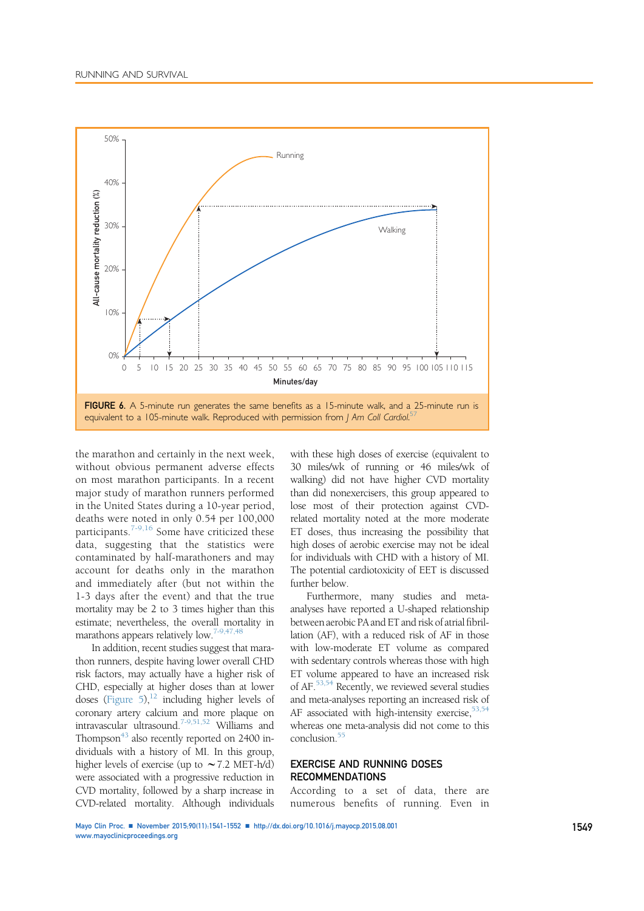FIGURE 6. A 5-minute run generates the same benefits as a 15-minute walk, and a 25-minute run is equivalent to a 105-minute walk. Reproduced with permission from *J Am Coll Cardiol*.[57]

the marathon and certainly in the next week, without obvious permanent adverse effects on most marathon participants. In a recent major study of marathon runners performed in the United States during a 10-year period, deaths were noted in only 0.54 per 100,000 participants.[7-9,16] Some have criticized these data, suggesting that the statistics were contaminated by half-marathoners and may account for deaths only in the marathon and immediately after (but not within the 1-3 days after the event) and that the true mortality may be 2 to 3 times higher than this estimate; nevertheless, the overall mortality in marathons appears relatively low.[7-9,47,48]

In addition, recent studies suggest that marathon runners, despite having lower overall CHD risk factors, may actually have a higher risk of CHD, especially at higher doses than at lower doses (Figure 5),[12] including higher levels of coronary artery calcium and more plaque on intravascular ultrasound.[7-9,51,52] Williams and Thompson[43] also recently reported on 2400 individuals with a history of MI. In this group, higher levels of exercise (up to ~7.2 MET-h/d) were associated with a progressive reduction in CVD mortality, followed by a sharp increase in CVD-related mortality. Although individuals with these high doses of exercise (equivalent to 30 miles/wk of running or 46 miles/wk of walking) did not have higher CVD mortality than did nonexercisers, this group appeared to lose most of their protection against CVD-related mortality noted at the more moderate ET doses, thus increasing the possibility that high doses of aerobic exercise may not be ideal for individuals with CHD with a history of MI. The potential cardiotoxicity of EET is discussed further below.

Furthermore, many studies and meta-analyses have reported a U-shaped relationship between aerobic PA and ET and risk of atrial fibrillation (AF), with a reduced risk of AF in those with low-moderate ET volume as compared with sedentary controls whereas those with high ET volume appeared to have an increased risk of AF.[53,54] Recently, we reviewed several studies and meta-analyses reporting an increased risk of AF associated with high-intensity exercise,[53,54] whereas one meta-analysis did not come to this conclusion.[55]

## EXERCISE AND RUNNING DOSES RECOMMENDATIONS

According to a set of data, there are numerous benefits of running. Even in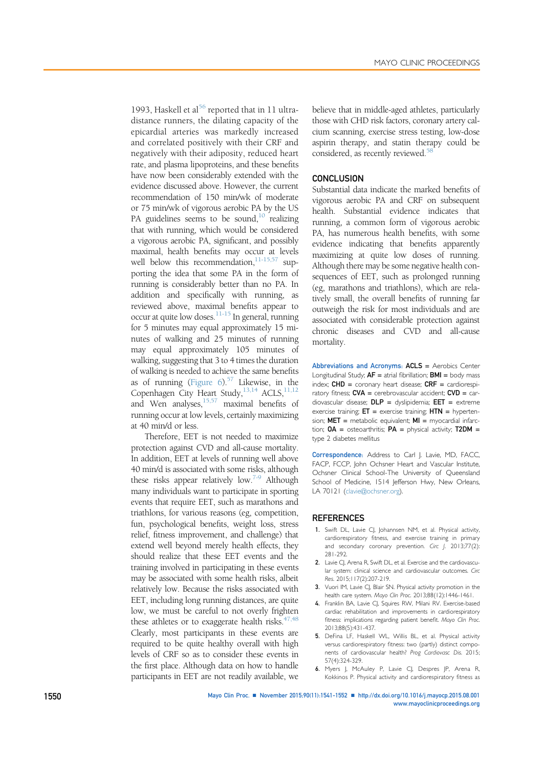1993, Haskell et al[56] reported that in 11 ultradistance runners, the dilating capacity of the epicardial arteries was markedly increased and correlated positively with their CRF and negatively with their adiposity, reduced heart rate, and plasma lipoproteins, and these benefits have now been considerably extended with the evidence discussed above. However, the current recommendation of 150 min/wk of moderate or 75 min/wk of vigorous aerobic PA by the US PA guidelines seems to be sound,[10] realizing that with running, which would be considered a vigorous aerobic PA, significant, and possibly maximal, health benefits may occur at levels well below this recommendation,[11-15,57] supporting the idea that some PA in the form of running is considerably better than no PA. In addition and specifically with running, as reviewed above, maximal benefits appear to occur at quite low doses.[11-15] In general, running for 5 minutes may equal approximately 15 minutes of walking and 25 minutes of running may equal approximately 105 minutes of walking, suggesting that 3 to 4 times the duration of walking is needed to achieve the same benefits as of running (Figure 6).[57] Likewise, in the Copenhagen City Heart Study,[13,14] ACLS,[11,12] and Wen analyses,[15,57] maximal benefits of running occur at low levels, certainly maximizing at 40 min/d or less.

Therefore, EET is not needed to maximize protection against CVD and all-cause mortality. In addition, EET at levels of running well above 40 min/d is associated with some risks, although these risks appear relatively low.[7-9] Although many individuals want to participate in sporting events that require EET, such as marathons and triathlons, for various reasons (eg, competition, fun, psychological benefits, weight loss, stress relief, fitness improvement, and challenge) that extend well beyond merely health effects, they should realize that these EET events and the training involved in participating in these events may be associated with some health risks, albeit relatively low. Because the risks associated with EET, including long running distances, are quite low, we must be careful to not overly frighten these athletes or to exaggerate health risks.[47,48] Clearly, most participants in these events are required to be quite healthy overall with high levels of CRF so as to consider these events in the first place. Although data on how to handle participants in EET are not readily available, we believe that in middle-aged athletes, particularly those with CHD risk factors, coronary artery calcium scanning, exercise stress testing, low-dose aspirin therapy, and statin therapy could be considered, as recently reviewed.[58]

## CONCLUSION

Substantial data indicate the marked benefits of vigorous aerobic PA and CRF on subsequent health. Substantial evidence indicates that running, a common form of vigorous aerobic PA, has numerous health benefits, with some evidence indicating that benefits apparently maximizing at quite low doses of running. Although there may be some negative health consequences of EET, such as prolonged running (eg, marathons and triathlons), which are relatively small, the overall benefits of running far outweigh the risk for most individuals and are associated with considerable protection against chronic diseases and CVD and all-cause mortality.

**Abbreviations and Acronyms:** **ACLS** = Aerobics Center Longitudinal Study; **AF** = atrial fibrillation; **BMI** = body mass index; **CHD** = coronary heart disease; **CRF** = cardiorespiratory fitness; **CVA** = cerebrovascular accident; **CVD** = cardiovascular disease; **DLP** = dyslipidemia; **EET** = extreme exercise training; **ET** = exercise training; **HTN** = hypertension; **MET** = metabolic equivalent; **MI** = myocardial infarction; **OA** = osteoarthritis; **PA** = physical activity; **T2DM** = type 2 diabetes mellitus

**Correspondence:** Address to Carl J. Lavie, MD, FACC, FACP, FCCP, John Ochsner Heart and Vascular Institute, Ochsner Clinical School-The University of Queensland School of Medicine, 1514 Jefferson Hwy, New Orleans, LA 70121 (clavie@ochsner.org).

## REFERENCES

1. Swift DL, Lavie CJ, Johannsen NM, et al. Physical activity, cardiorespiratory fitness, and exercise training in primary and secondary coronary prevention. *Circ J*. 2013;77(2):281-292.
2. Lavie CJ, Arena R, Swift DL, et al. Exercise and the cardiovascular system: clinical science and cardiovascular outcomes. *Circ Res*. 2015;117(2):207-219.
3. Vuori IM, Lavie CJ, Blair SN. Physical activity promotion in the health care system. *Mayo Clin Proc*. 2013;88(12):1446-1461.
4. Franklin BA, Lavie CJ, Squires RW, Milani RV. Exercise-based cardiac rehabilitation and improvements in cardiorespiratory fitness: implications regarding patient benefit. *Mayo Clin Proc*. 2013;88(5):431-437.
5. DeFina LF, Haskell WL, Willis BL, et al. Physical activity versus cardiorespiratory fitness: two (partly) distinct components of cardiovascular health? *Prog Cardiovasc Dis*. 2015;57(4):324-329.
6. Myers J, McAuley P, Lavie CJ, Despres JP, Arena R, Kokkinos P. Physical activity and cardiorespiratory fitness as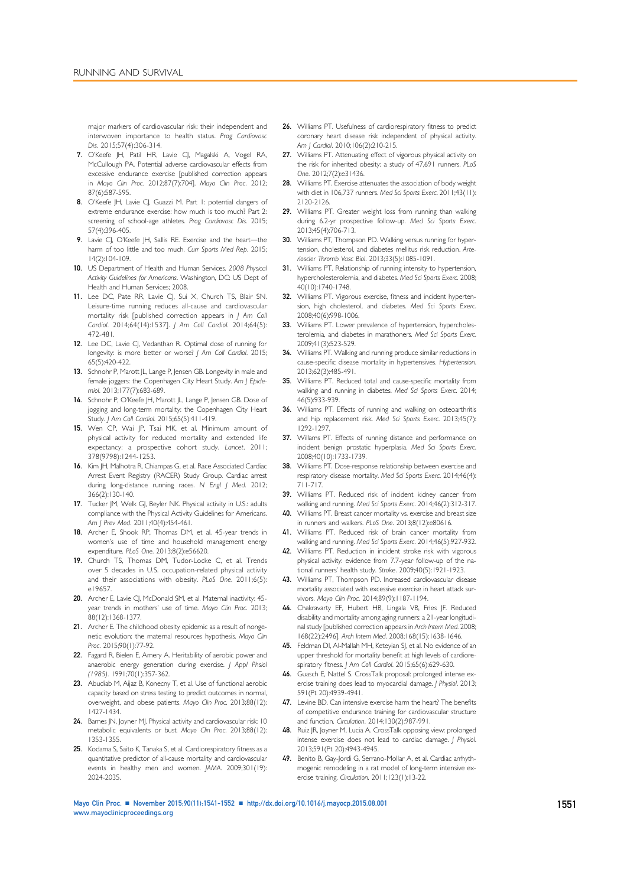major markers of cardiovascular risk: their independent and interwoven importance to health status. *Prog Cardiovasc Dis*. 2015;57(4):306-314.

7. O'Keefe JH, Patil HR, Lavie CJ, Magalski A, Vogel RA, McCullough PA. Potential adverse cardiovascular effects from excessive endurance exercise [published correction appears in *Mayo Clin Proc*. 2012;87(7):704]. *Mayo Clin Proc*. 2012; 87(6):587-595.
8. O'Keefe JH, Lavie CJ, Guazzi M. Part 1: potential dangers of extreme endurance exercise: how much is too much? Part 2: screening of school-age athletes. *Prog Cardiovasc Dis*. 2015; 57(4):396-405.
9. Lavie CJ, O'Keefe JH, Sallis RE. Exercise and the heart—the harm of too little and too much. *Curr Sports Med Rep*. 2015; 14(2):104-109.
10. US Department of Health and Human Services. *2008 Physical Activity Guidelines for Americans*. Washington, DC: US Dept of Health and Human Services; 2008.
11. Lee DC, Pate RR, Lavie CJ, Sui X, Church TS, Blair SN. Leisure-time running reduces all-cause and cardiovascular mortality risk [published correction appears in *J Am Coll Cardiol*. 2014;64(14):1537]. *J Am Coll Cardiol*. 2014;64(5): 472-481.
12. Lee DC, Lavie CJ, Vedanthan R. Optimal dose of running for longevity: is more better or worse? *J Am Coll Cardiol*. 2015; 65(5):420-422.
13. Schnohr P, Marott JL, Lange P, Jensen GB. Longevity in male and female joggers: the Copenhagen City Heart Study. *Am J Epidemiol*. 2013;177(7):683-689.
14. Schnohr P, O'Keefe JH, Marott JL, Lange P, Jensen GB. Dose of jogging and long-term mortality: the Copenhagen City Heart Study. *J Am Coll Cardiol*. 2015;65(5):411-419.
15. Wen CP, Wai JP, Tsai MK, et al. Minimum amount of physical activity for reduced mortality and extended life expectancy: a prospective cohort study. *Lancet*. 2011; 378(9798):1244-1253.
16. Kim JH, Malhotra R, Chiampas G, et al. Race Associated Cardiac Arrest Event Registry (RACER) Study Group. Cardiac arrest during long-distance running races. *N Engl J Med*. 2012; 366(2):130-140.
17. Tucker JM, Welk GJ, Beyler NK. Physical activity in U.S.: adults compliance with the Physical Activity Guidelines for Americans. *Am J Prev Med*. 2011;40(4):454-461.
18. Archer E, Shook RP, Thomas DM, et al. 45-year trends in women's use of time and household management energy expenditure. *PLoS One*. 2013;8(2):e56620.
19. Church TS, Thomas DM, Tudor-Locke C, et al. Trends over 5 decades in U.S. occupation-related physical activity and their associations with obesity. *PLoS One*. 2011;6(5): e19657.
20. Archer E, Lavie CJ, McDonald SM, et al. Maternal inactivity: 45-year trends in mothers' use of time. *Mayo Clin Proc*. 2013; 88(12):1368-1377.
21. Archer E. The childhood obesity epidemic as a result of nongenetic evolution: the maternal resources hypothesis. *Mayo Clin Proc*. 2015;90(1):77-92.
22. Fagard R, Bielen E, Amery A. Heritability of aerobic power and anaerobic energy generation during exercise. *J Appl Phsiol (1985)*. 1991;70(1):357-362.
23. Abudiab M, Aijaz B, Konecny T, et al. Use of functional aerobic capacity based on stress testing to predict outcomes in normal, overweight, and obese patients. *Mayo Clin Proc*. 2013;88(12): 1427-1434.
24. Barnes JN, Joyner MJ. Physical activity and cardiovascular risk: 10 metabolic equivalents or bust. *Mayo Clin Proc*. 2013;88(12): 1353-1355.
25. Kodama S, Saito K, Tanaka S, et al. Cardiorespiratory fitness as a quantitative predictor of all-cause mortality and cardiovascular events in healthy men and women. *JAMA*. 2009;301(19): 2024-2035.
26. Williams PT. Usefulness of cardiorespiratory fitness to predict coronary heart disease risk independent of physical activity. *Am J Cardiol*. 2010;106(2):210-215.
27. Williams PT. Attenuating effect of vigorous physical activity on the risk for inherited obesity: a study of 47,691 runners. *PLoS One*. 2012;7(2):e31436.
28. Williams PT. Exercise attenuates the association of body weight with diet in 106,737 runners. *Med Sci Sports Exerc*. 2011;43(11): 2120-2126.
29. Williams PT. Greater weight loss from running than walking during 6.2-yr prospective follow-up. *Med Sci Sports Exerc*. 2013;45(4):706-713.
30. Williams PT, Thompson PD. Walking versus running for hypertension, cholesterol, and diabetes mellitus risk reduction. *Arterioscler Thromb Vasc Biol*. 2013;33(5):1085-1091.
31. Williams PT. Relationship of running intensity to hypertension, hypercholesterolemia, and diabetes. *Med Sci Sports Exerc*. 2008; 40(10):1740-1748.
32. Williams PT. Vigorous exercise, fitness and incident hypertension, high cholesterol, and diabetes. *Med Sci Sports Exerc*. 2008;40(6):998-1006.
33. Williams PT. Lower prevalence of hypertension, hypercholesterolemia, and diabetes in marathoners. *Med Sci Sports Exerc*. 2009;41(3):523-529.
34. Williams PT. Walking and running produce similar reductions in cause-specific disease mortality in hypertensives. *Hypertension*. 2013;62(3):485-491.
35. Williams PT. Reduced total and cause-specific mortality from walking and running in diabetes. *Med Sci Sports Exerc*. 2014; 46(5):933-939.
36. Williams PT. Effects of running and walking on osteoarthritis and hip replacement risk. *Med Sci Sports Exerc*. 2013;45(7): 1292-1297.
37. Willams PT. Effects of running distance and performance on incident benign prostatic hyperplasia. *Med Sci Sports Exerc*. 2008;40(10):1733-1739.
38. Williams PT. Dose-response relationship between exercise and respiratory disease mortality. *Med Sci Sports Exerc*. 2014;46(4): 711-717.
39. Williams PT. Reduced risk of incident kidney cancer from walking and running. *Med Sci Sports Exerc*. 2014;46(2):312-317.
40. Williams PT. Breast cancer mortality vs. exercise and breast size in runners and walkers. *PLoS One*. 2013;8(12):e80616.
41. Williams PT. Reduced risk of brain cancer mortality from walking and running. *Med Sci Sports Exerc*. 2014;46(5):927-932.
42. Williams PT. Reduction in incident stroke risk with vigorous physical activity: evidence from 7.7-year follow-up of the national runners' health study. *Stroke*. 2009;40(5):1921-1923.
43. Williams PT, Thompson PD. Increased cardiovascular disease mortality associated with excessive exercise in heart attack survivors. *Mayo Clin Proc*. 2014;89(9):1187-1194.
44. Chakravarty EF, Hubert HB, Lingala VB, Fries JF. Reduced disability and mortality among aging runners: a 21-year longitudinal study [published correction appears in *Arch Intern Med*. 2008; 168(22):2496]. *Arch Intern Med*. 2008;168(15):1638-1646.
45. Feldman DI, Al-Mallah MH, Keteyian SJ, et al. No evidence of an upper threshold for mortality benefit at high levels of cardiorespiratory fitness. *J Am Coll Cardiol*. 2015;65(6):629-630.
46. Guasch E, Nattel S. CrossTalk proposal: prolonged intense exercise training does lead to myocardial damage. *J Physiol*. 2013; 591(Pt 20):4939-4941.
47. Levine BD. Can intensive exercise harm the heart? The benefits of competitive endurance training for cardiovascular structure and function. *Circulation*. 2014;130(2):987-991.
48. Ruiz JR, Joyner M, Lucia A. CrossTalk opposing view: prolonged intense exercise does not lead to cardiac damage. *J Physiol*. 2013;591(Pt 20):4943-4945.
49. Benito B, Gay-Jordi G, Serrano-Mollar A, et al. Cardiac arrhythmogenic remodeling in a rat model of long-term intensive exercise training. *Circulation*. 2011;123(1):13-22.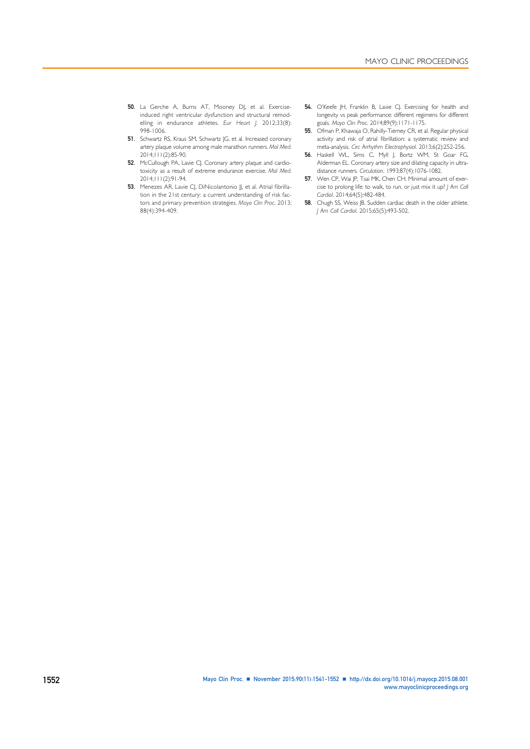50. La Gerche A, Burns AT, Mooney DJ, et al. Exercise-induced right ventricular dysfunction and structural remodelling in endurance athletes. *Eur Heart J*. 2012;33(8):998-1006.
51. Schwartz RS, Kraus SM, Schwartz JG, et al. Increased coronary artery plaque volume among male marathon runners. *Mol Med*. 2014;111(2):85-90.
52. McCullough PA, Lavie CJ. Coronary artery plaque and cardiotoxicity as a result of extreme endurance exercise. *Mol Med*. 2014;111(2):91-94.
53. Menezes AR, Lavie CJ, DiNicolantonio JJ, et al. Atrial fibrillation in the 21st century: a current understanding of risk factors and primary prevention strategies. *Mayo Clin Proc*. 2013;88(4):394-409.
54. O'Keefe JH, Franklin B, Lavie CJ. Exercising for health and longevity vs peak performance: different regimens for different goals. *Mayo Clin Proc*. 2014;89(9):1171-1175.
55. Ofman P, Khawaja O, Rahilly-Tierney CR, et al. Regular physical activity and risk of atrial fibrillation: a systematic review and meta-analysis. *Circ Arrhythm Electrophysiol*. 2013;6(2):252-256.
56. Haskell WL, Sims C, Myll J, Bortz WM, St Goar FG, Alderman EL. Coronary artery size and dilating capacity in ultradistance runners. *Circulation*. 1993;87(4):1076-1082.
57. Wen CP, Wai JP, Tsai MK, Chen CH. Minimal amount of exercise to prolong life: to walk, to run, or just mix it up? *J Am Coll Cardiol*. 2014;64(5):482-484.
58. Chugh SS, Weiss JB. Sudden cardiac death in the older athlete. *J Am Coll Cardiol*. 2015;65(5):493-502.